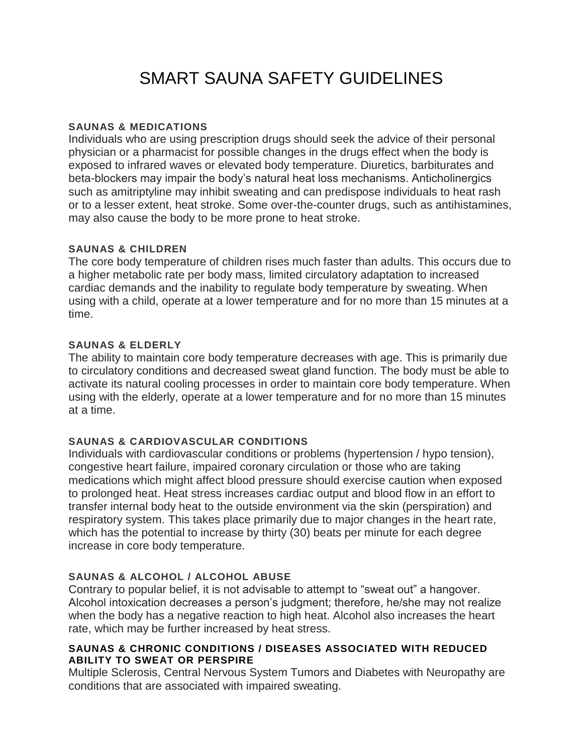# SMART SAUNA SAFETY GUIDELINES

**SAUNAS & MEDICATIONS**

Individuals who are using prescription drugs should seek the advice of their personal physician or a pharmacist for possible changes in the drugs effect when the body is exposed to infrared waves or elevated body temperature. Diuretics, barbiturates and beta-blockers may impair the body's natural heat loss mechanisms. Anticholinergics such as amitriptyline may inhibit sweating and can predispose individuals to heat rash or to a lesser extent, heat stroke. Some over-the-counter drugs, such as antihistamines, may also cause the body to be more prone to heat stroke.

**SAUNAS & CHILDREN**

The core body temperature of children rises much faster than adults. This occurs due to a higher metabolic rate per body mass, limited circulatory adaptation to increased cardiac demands and the inability to regulate body temperature by sweating. When using with a child, operate at a lower temperature and for no more than 15 minutes at a time.

**SAUNAS & ELDERLY**

The ability to maintain core body temperature decreases with age. This is primarily due to circulatory conditions and decreased sweat gland function. The body must be able to activate its natural cooling processes in order to maintain core body temperature. When using with the elderly, operate at a lower temperature and for no more than 15 minutes at a time.

**SAUNAS & CARDIOVASCULAR CONDITIONS**

Individuals with cardiovascular conditions or problems (hypertension / hypo tension), congestive heart failure, impaired coronary circulation or those who are taking medications which might affect blood pressure should exercise caution when exposed to prolonged heat. Heat stress increases cardiac output and blood flow in an effort to transfer internal body heat to the outside environment via the skin (perspiration) and respiratory system. This takes place primarily due to major changes in the heart rate, which has the potential to increase by thirty (30) beats per minute for each degree increase in core body temperature.

**SAUNAS & ALCOHOL / ALCOHOL ABUSE**

Contrary to popular belief, it is not advisable to attempt to "sweat out" a hangover. Alcohol intoxication decreases a person's judgment; therefore, he/she may not realize when the body has a negative reaction to high heat. Alcohol also increases the heart rate, which may be further increased by heat stress.

**SAUNAS & CHRONIC CONDITIONS / DISEASES ASSOCIATED WITH REDUCED ABILITY TO SWEAT OR PERSPIRE**

Multiple Sclerosis, Central Nervous System Tumors and Diabetes with Neuropathy are conditions that are associated with impaired sweating.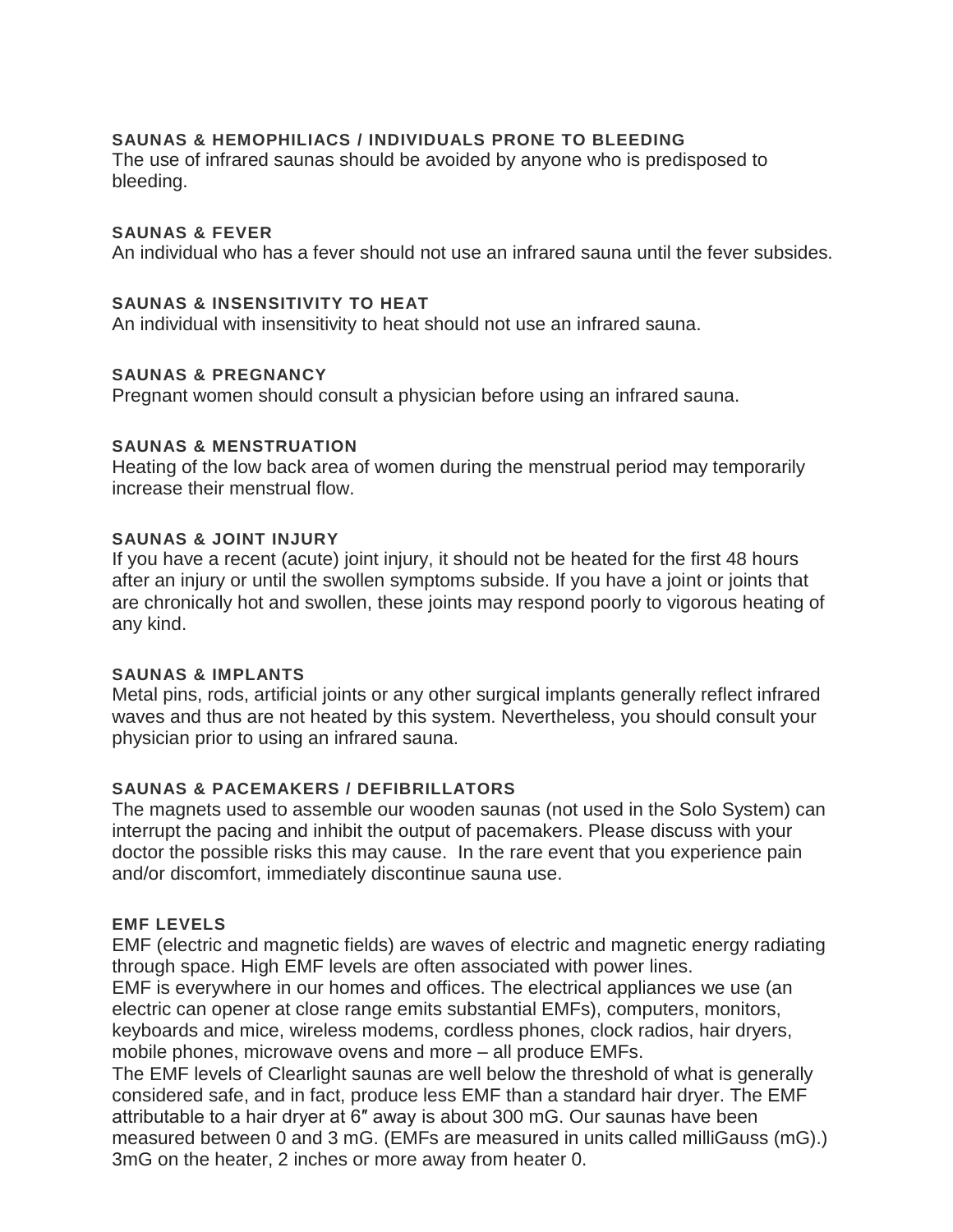### SAUNAS & HEMOPHILIACS / INDIVIDUALS PRONE TO BLEEDING

The use of infrared saunas should be avoided by anyone who is predisposed to bleeding.

### SAUNAS & FEVER

An individual who has a fever should not use an infrared sauna until the fever subsides.

### SAUNAS & INSENSITIVITY TO HEAT

An individual with insensitivity to heat should not use an infrared sauna.

### SAUNAS & PREGNANCY

Pregnant women should consult a physician before using an infrared sauna.

### SAUNAS & MENSTRUATION

Heating of the low back area of women during the menstrual period may temporarily increase their menstrual flow.

### SAUNAS & JOINT INJURY

If you have a recent (acute) joint injury, it should not be heated for the first 48 hours after an injury or until the swollen symptoms subside. If you have a joint or joints that are chronically hot and swollen, these joints may respond poorly to vigorous heating of any kind.

### SAUNAS & IMPLANTS

Metal pins, rods, artificial joints or any other surgical implants generally reflect infrared waves and thus are not heated by this system. Nevertheless, you should consult your physician prior to using an infrared sauna.

### SAUNAS & PACEMAKERS / DEFIBRILLATORS

The magnets used to assemble our wooden saunas (not used in the Solo System) can interrupt the pacing and inhibit the output of pacemakers. Please discuss with your doctor the possible risks this may cause. In the rare event that you experience pain and/or discomfort, immediately discontinue sauna use.

### EMF LEVELS

EMF (electric and magnetic fields) are waves of electric and magnetic energy radiating through space. High EMF levels are often associated with power lines.
EMF is everywhere in our homes and offices. The electrical appliances we use (an electric can opener at close range emits substantial EMFs), computers, monitors, keyboards and mice, wireless modems, cordless phones, clock radios, hair dryers, mobile phones, microwave ovens and more – all produce EMFs.
The EMF levels of Clearlight saunas are well below the threshold of what is generally considered safe, and in fact, produce less EMF than a standard hair dryer. The EMF attributable to a hair dryer at 6″ away is about 300 mG. Our saunas have been measured between 0 and 3 mG. (EMFs are measured in units called milliGauss (mG).)
3mG on the heater, 2 inches or more away from heater 0.